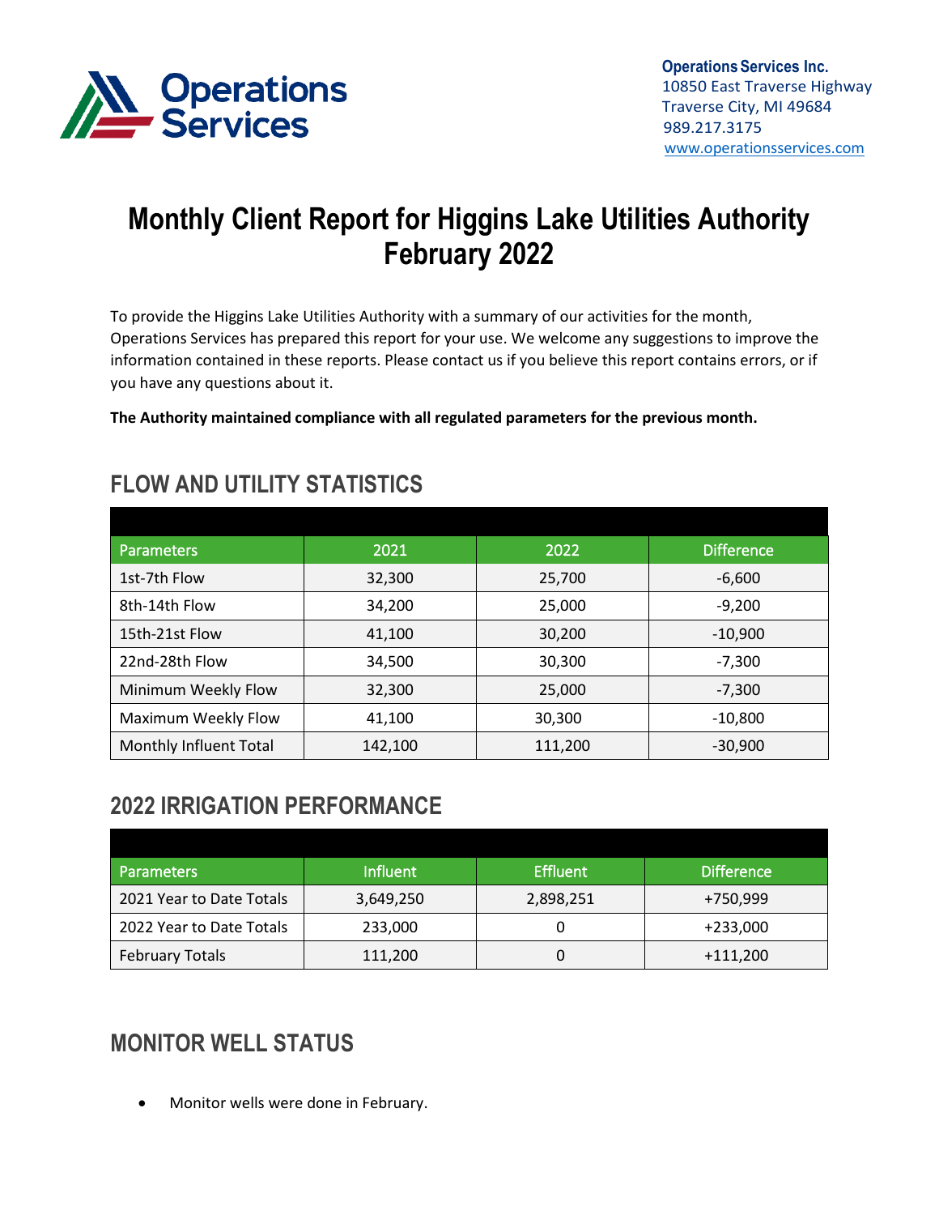**Operations Services Inc.**
10850 East Traverse Highway
Traverse City, MI 49684
989.217.3175
www.operationsservices.com

# Monthly Client Report for Higgins Lake Utilities Authority February 2022

To provide the Higgins Lake Utilities Authority with a summary of our activities for the month, Operations Services has prepared this report for your use. We welcome any suggestions to improve the information contained in these reports. Please contact us if you believe this report contains errors, or if you have any questions about it.

**The Authority maintained compliance with all regulated parameters for the previous month.**

## FLOW AND UTILITY STATISTICS

| Parameters | 2021 | 2022 | Difference |
|---|---|---|---|
| 1st-7th Flow | 32,300 | 25,700 | -6,600 |
| 8th-14th Flow | 34,200 | 25,000 | -9,200 |
| 15th-21st Flow | 41,100 | 30,200 | -10,900 |
| 22nd-28th Flow | 34,500 | 30,300 | -7,300 |
| Minimum Weekly Flow | 32,300 | 25,000 | -7,300 |
| Maximum Weekly Flow | 41,100 | 30,300 | -10,800 |
| Monthly Influent Total | 142,100 | 111,200 | -30,900 |

## 2022 IRRIGATION PERFORMANCE

| Parameters | Influent | Effluent | Difference |
|---|---|---|---|
| 2021 Year to Date Totals | 3,649,250 | 2,898,251 | +750,999 |
| 2022 Year to Date Totals | 233,000 | 0 | +233,000 |
| February Totals | 111,200 | 0 | +111,200 |

## MONITOR WELL STATUS

- Monitor wells were done in February.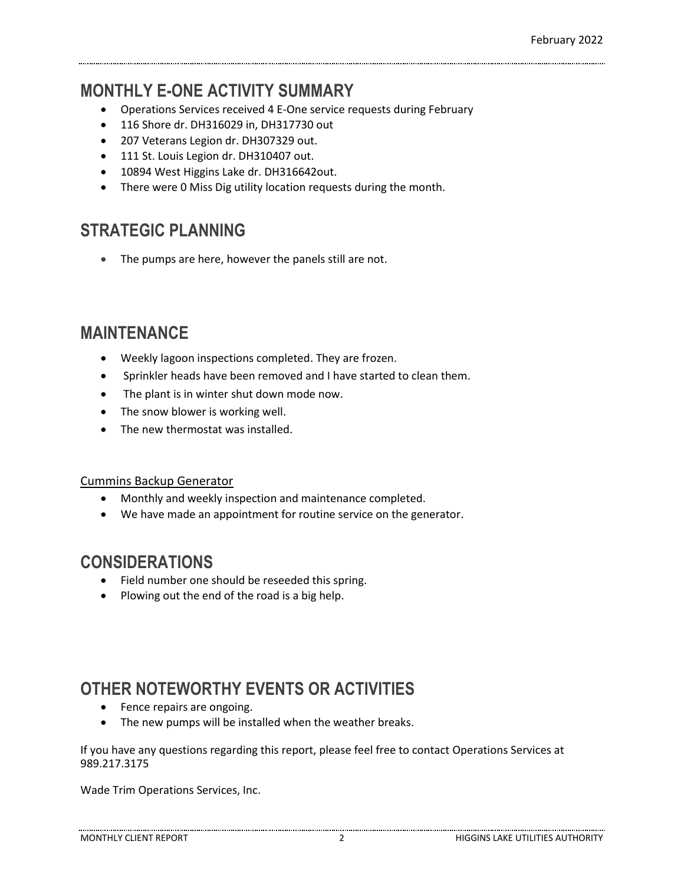## MONTHLY E-ONE ACTIVITY SUMMARY

- Operations Services received 4 E-One service requests during February
- 116 Shore dr. DH316029 in, DH317730 out
- 207 Veterans Legion dr. DH307329 out.
- 111 St. Louis Legion dr. DH310407 out.
- 10894 West Higgins Lake dr. DH316642out.
- There were 0 Miss Dig utility location requests during the month.

## STRATEGIC PLANNING

- The pumps are here, however the panels still are not.

## MAINTENANCE

- Weekly lagoon inspections completed. They are frozen.
- Sprinkler heads have been removed and I have started to clean them.
- The plant is in winter shut down mode now.
- The snow blower is working well.
- The new thermostat was installed.

Cummins Backup Generator

- Monthly and weekly inspection and maintenance completed.
- We have made an appointment for routine service on the generator.

## CONSIDERATIONS

- Field number one should be reseeded this spring.
- Plowing out the end of the road is a big help.

## OTHER NOTEWORTHY EVENTS OR ACTIVITIES

- Fence repairs are ongoing.
- The new pumps will be installed when the weather breaks.

If you have any questions regarding this report, please feel free to contact Operations Services at 989.217.3175

Wade Trim Operations Services, Inc.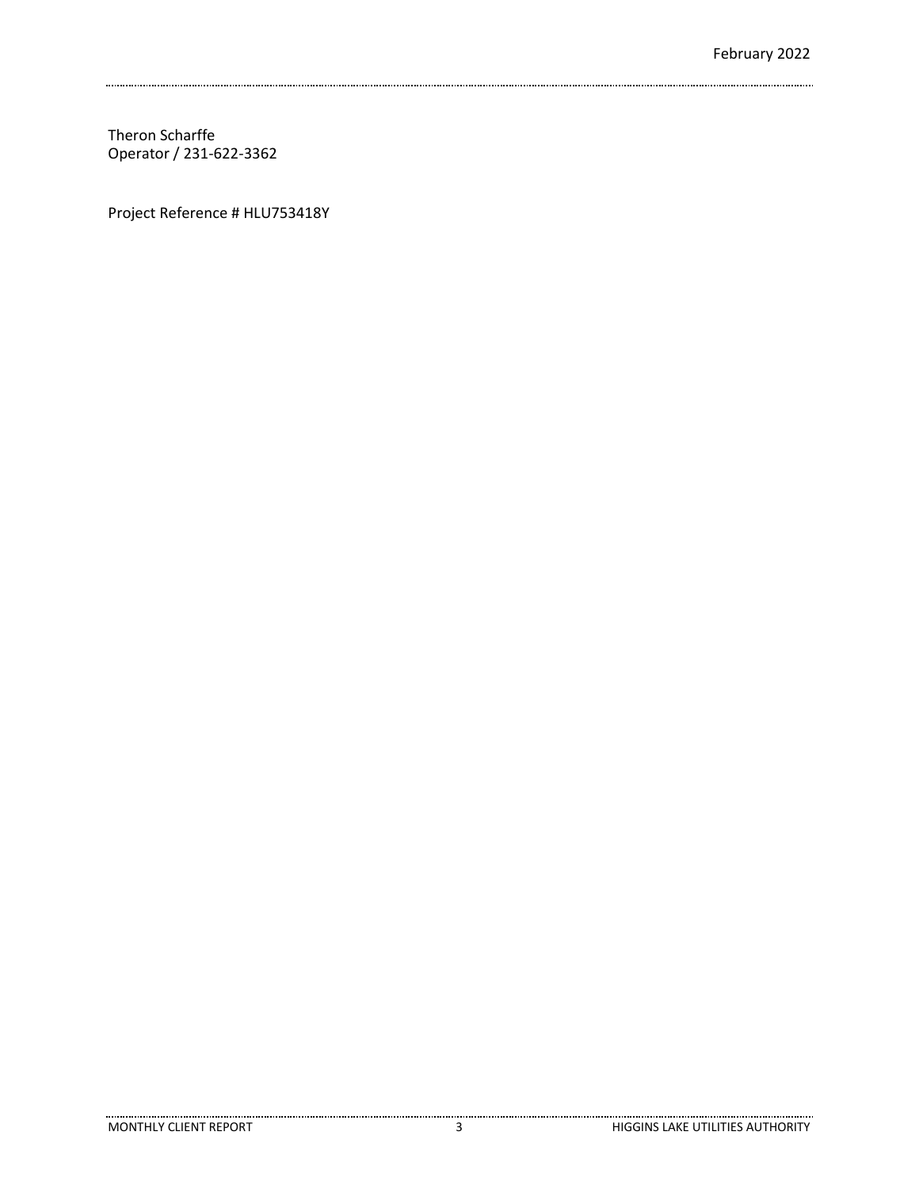Theron Scharffe
Operator / 231-622-3362

Project Reference # HLU753418Y